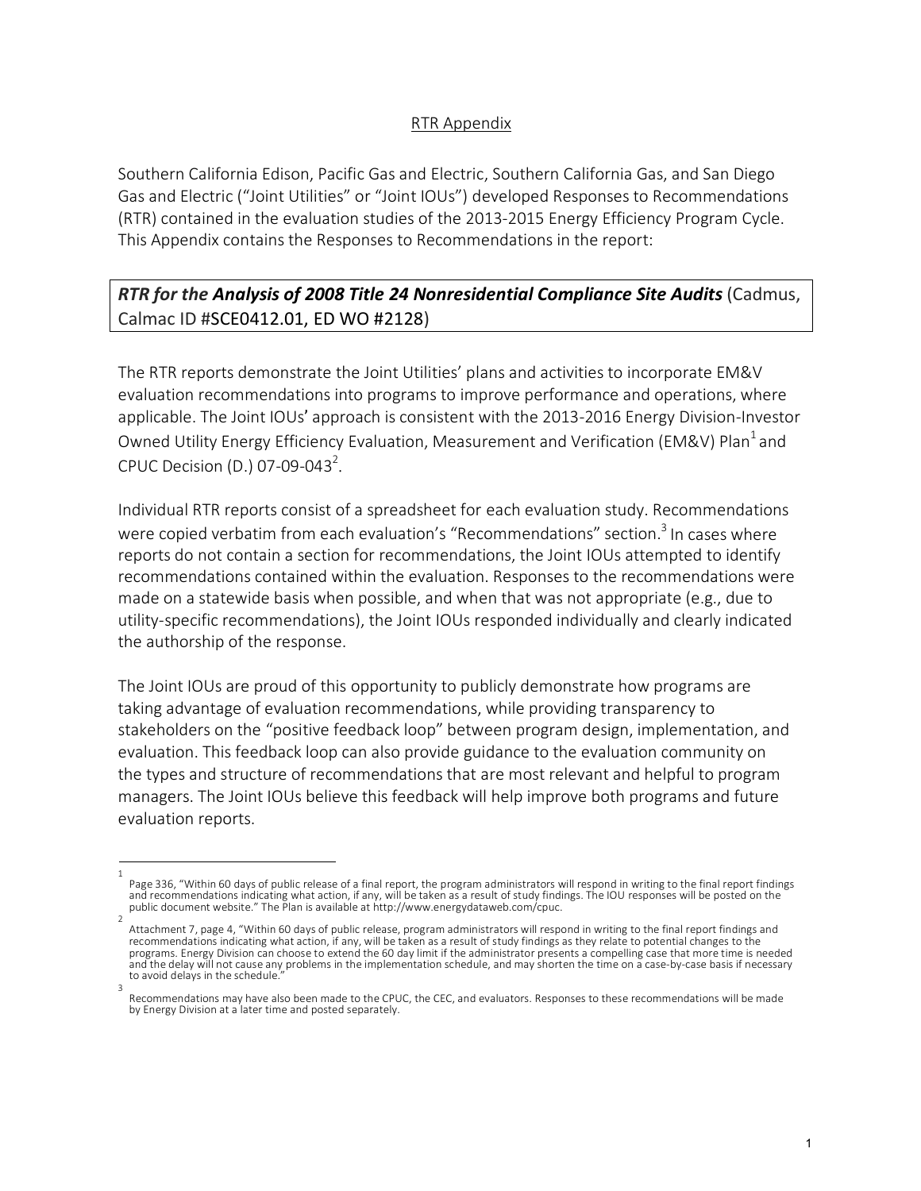## RTR Appendix

Southern California Edison, Pacific Gas and Electric, Southern California Gas, and San Diego Gas and Electric ("Joint Utilities" or "Joint IOUs") developed Responses to Recommendations (RTR) contained in the evaluation studies of the 2013-2015 Energy Efficiency Program Cycle. This Appendix contains the Responses to Recommendations in the report:

***RTR for the* *Analysis of 2008 Title 24 Nonresidential Compliance Site Audits*** (Cadmus, Calmac ID #SCE0412.01, ED WO #2128)

The RTR reports demonstrate the Joint Utilities' plans and activities to incorporate EM&V evaluation recommendations into programs to improve performance and operations, where applicable. The Joint IOUs' approach is consistent with the 2013-2016 Energy Division-Investor Owned Utility Energy Efficiency Evaluation, Measurement and Verification (EM&V) Plan[1] and CPUC Decision (D.) 07-09-043[2].

Individual RTR reports consist of a spreadsheet for each evaluation study. Recommendations were copied verbatim from each evaluation's "Recommendations" section.[3] In cases where reports do not contain a section for recommendations, the Joint IOUs attempted to identify recommendations contained within the evaluation. Responses to the recommendations were made on a statewide basis when possible, and when that was not appropriate (e.g., due to utility-specific recommendations), the Joint IOUs responded individually and clearly indicated the authorship of the response.

The Joint IOUs are proud of this opportunity to publicly demonstrate how programs are taking advantage of evaluation recommendations, while providing transparency to stakeholders on the "positive feedback loop" between program design, implementation, and evaluation. This feedback loop can also provide guidance to the evaluation community on the types and structure of recommendations that are most relevant and helpful to program managers. The Joint IOUs believe this feedback will help improve both programs and future evaluation reports.

---

[1] Page 336, "Within 60 days of public release of a final report, the program administrators will respond in writing to the final report findings and recommendations indicating what action, if any, will be taken as a result of study findings. The IOU responses will be posted on the public document website." The Plan is available at http://www.energydataweb.com/cpuc.

[2] Attachment 7, page 4, "Within 60 days of public release, program administrators will respond in writing to the final report findings and recommendations indicating what action, if any, will be taken as a result of study findings as they relate to potential changes to the programs. Energy Division can choose to extend the 60 day limit if the administrator presents a compelling case that more time is needed and the delay will not cause any problems in the implementation schedule, and may shorten the time on a case-by-case basis if necessary to avoid delays in the schedule."

[3] Recommendations may have also been made to the CPUC, the CEC, and evaluators. Responses to these recommendations will be made by Energy Division at a later time and posted separately.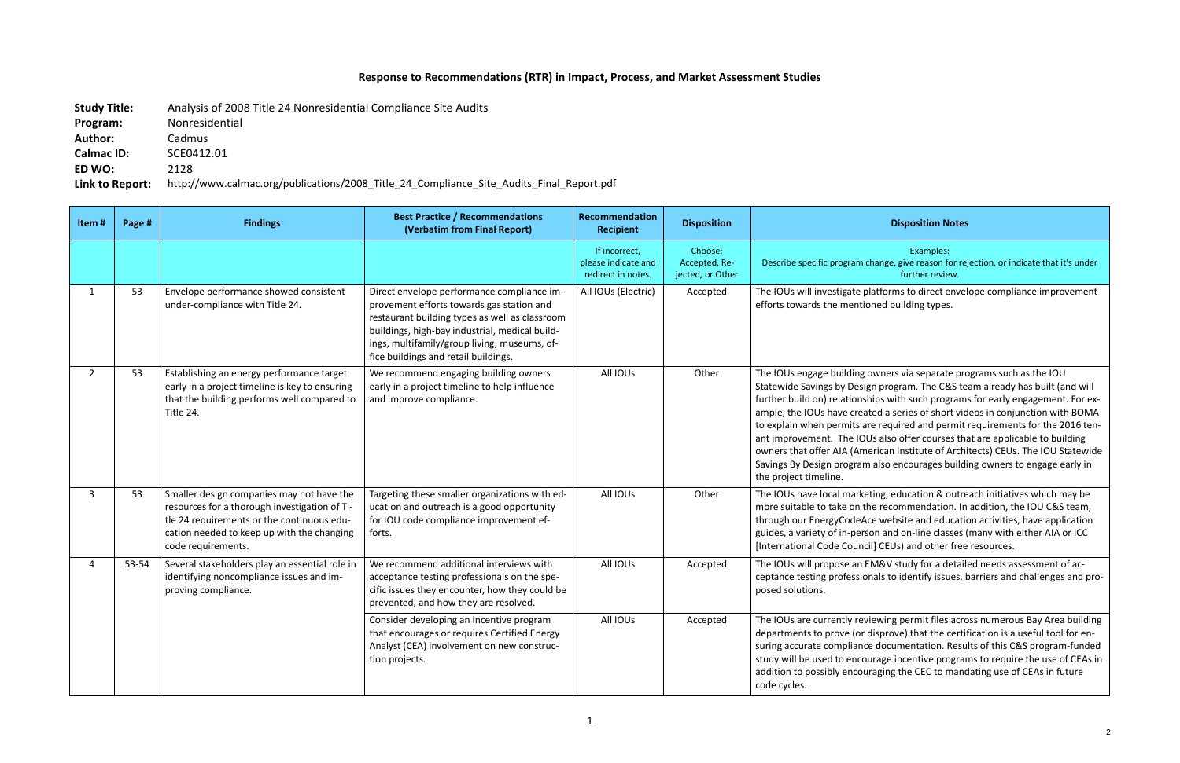# Response to Recommendations (RTR) in Impact, Process, and Market Assessment Studies

**Study Title:** Analysis of 2008 Title 24 Nonresidential Compliance Site Audits
**Program:** Nonresidential
**Author:** Cadmus
**Calmac ID:** SCE0412.01
**ED WO:** 2128
**Link to Report:** http://www.calmac.org/publications/2008_Title_24_Compliance_Site_Audits_Final_Report.pdf

| Item # | Page # | Findings | Best Practice / Recommendations (Verbatim from Final Report) | Recommendation Recipient | Disposition | Disposition Notes |
|---|---|---|---|---|---|---|
| | | | | If incorrect, please indicate and redirect in notes. | Choose: Accepted, Rejected, or Other | Examples: Describe specific program change, give reason for rejection, or indicate that it's under further review. |
| 1 | 53 | Envelope performance showed consistent under-compliance with Title 24. | Direct envelope performance compliance improvement efforts towards gas station and restaurant building types as well as classroom buildings, high-bay industrial, medical buildings, multifamily/group living, museums, office buildings and retail buildings. | All IOUs (Electric) | Accepted | The IOUs will investigate platforms to direct envelope compliance improvement efforts towards the mentioned building types. |
| 2 | 53 | Establishing an energy performance target early in a project timeline is key to ensuring that the building performs well compared to Title 24. | We recommend engaging building owners early in a project timeline to help influence and improve compliance. | All IOUs | Other | The IOUs engage building owners via separate programs such as the IOU Statewide Savings by Design program. The C&S team already has built (and will further build on) relationships with such programs for early engagement. For example, the IOUs have created a series of short videos in conjunction with BOMA to explain when permits are required and permit requirements for the 2016 tenant improvement. The IOUs also offer courses that are applicable to building owners that offer AIA (American Institute of Architects) CEUs. The IOU Statewide Savings By Design program also encourages building owners to engage early in the project timeline. |
| 3 | 53 | Smaller design companies may not have the resources for a thorough investigation of Title 24 requirements or the continuous education needed to keep up with the changing code requirements. | Targeting these smaller organizations with education and outreach is a good opportunity for IOU code compliance improvement efforts. | All IOUs | Other | The IOUs have local marketing, education & outreach initiatives which may be more suitable to take on the recommendation. In addition, the IOU C&S team, through our EnergyCodeAce website and education activities, have application guides, a variety of in-person and on-line classes (many with either AIA or ICC [International Code Council] CEUs) and other free resources. |
| 4 | 53-54 | Several stakeholders play an essential role in identifying noncompliance issues and improving compliance. | We recommend additional interviews with acceptance testing professionals on the specific issues they encounter, how they could be prevented, and how they are resolved. | All IOUs | Accepted | The IOUs will propose an EM&V study for a detailed needs assessment of acceptance testing professionals to identify issues, barriers and challenges and proposed solutions. |
| | | | Consider developing an incentive program that encourages or requires Certified Energy Analyst (CEA) involvement on new construction projects. | All IOUs | Accepted | The IOUs are currently reviewing permit files across numerous Bay Area building departments to prove (or disprove) that the certification is a useful tool for ensuring accurate compliance documentation. Results of this C&S program-funded study will be used to encourage incentive programs to require the use of CEAs in addition to possibly encouraging the CEC to mandating use of CEAs in future code cycles. |